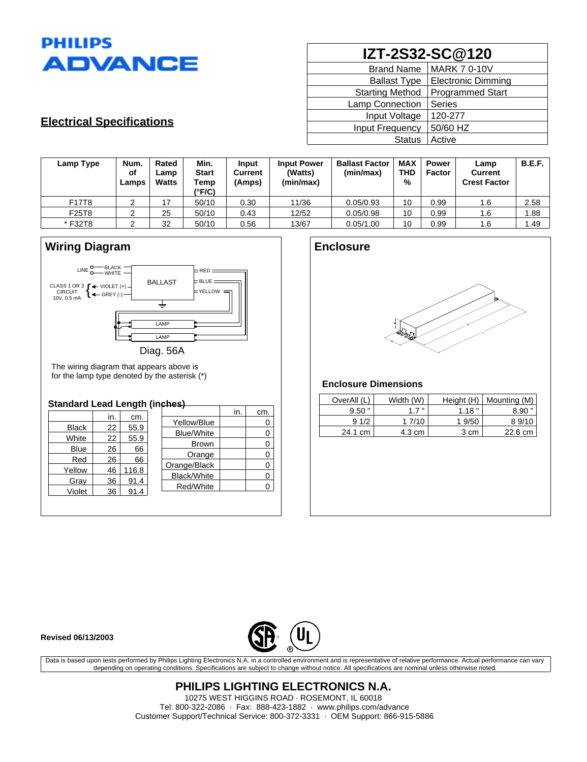# PHILIPS ADVANCE

| IZT-2S32-SC@120 | |
|---|---|
| Brand Name | MARK 7 0-10V |
| Ballast Type | Electronic Dimming |
| Starting Method | Programmed Start |
| Lamp Connection | Series |
| Input Voltage | 120-277 |
| Input Frequency | 50/60 HZ |
| Status | Active |

## Electrical Specifications

| Lamp Type | Num. of Lamps | Rated Lamp Watts | Min. Start Temp (°F/C) | Input Current (Amps) | Input Power (Watts) (min/max) | Ballast Factor (min/max) | MAX THD % | Power Factor | Lamp Current Crest Factor | B.E.F. |
|---|---|---|---|---|---|---|---|---|---|---|
| F17T8 | 2 | 17 | 50/10 | 0.30 | 11/36 | 0.05/0.93 | 10 | 0.99 | 1.6 | 2.58 |
| F25T8 | 2 | 25 | 50/10 | 0.43 | 12/52 | 0.05/0.98 | 10 | 0.99 | 1.6 | 1.88 |
| * F32T8 | 2 | 32 | 50/10 | 0.56 | 13/67 | 0.05/1.00 | 10 | 0.99 | 1.6 | 1.49 |

## Wiring Diagram

LINE: BLACK, WHITE
CLASS 1 OR 2 CIRCUIT 10V, 0.5 mA: VIOLET (+), GREY (-)
BALLAST: RED, BLUE, YELLOW
LAMP
LAMP

Diag. 56A

The wiring diagram that appears above is for the lamp type denoted by the asterisk (*)

### Standard Lead Length (inches)

| | in. | cm. |
|---|---|---|
| Black | 22 | 55.9 |
| White | 22 | 55.9 |
| Blue | 26 | 66 |
| Red | 26 | 66 |
| Yellow | 46 | 116.8 |
| Gray | 36 | 91.4 |
| Violet | 36 | 91.4 |

| | in. | cm. |
|---|---|---|
| Yellow/Blue | | 0 |
| Blue/White | | 0 |
| Brown | | 0 |
| Orange | | 0 |
| Orange/Black | | 0 |
| Black/White | | 0 |
| Red/White | | 0 |

## Enclosure

### Enclosure Dimensions

| OverAll (L) | Width (W) | Height (H) | Mounting (M) |
|---|---|---|---|
| 9.50 " | 1.7 " | 1.18 " | 8.90 " |
| 9 1/2 | 1 7/10 | 1 9/50 | 8 9/10 |
| 24.1 cm | 4.3 cm | 3 cm | 22.6 cm |

**Revised 06/13/2003**

Data is based upon tests performed by Philips Lighting Electronics N.A. in a controlled environment and is representative of relative performance. Actual performance can vary depending on operating conditions. Specifications are subject to change without notice. All specifications are nominal unless otherwise noted.

**PHILIPS LIGHTING ELECTRONICS N.A.**
10275 WEST HIGGINS ROAD · ROSEMONT, IL 60018
Tel: 800-322-2086 · Fax: 888-423-1882 · www.philips.com/advance
Customer Support/Technical Service: 800-372-3331 · OEM Support: 866-915-5886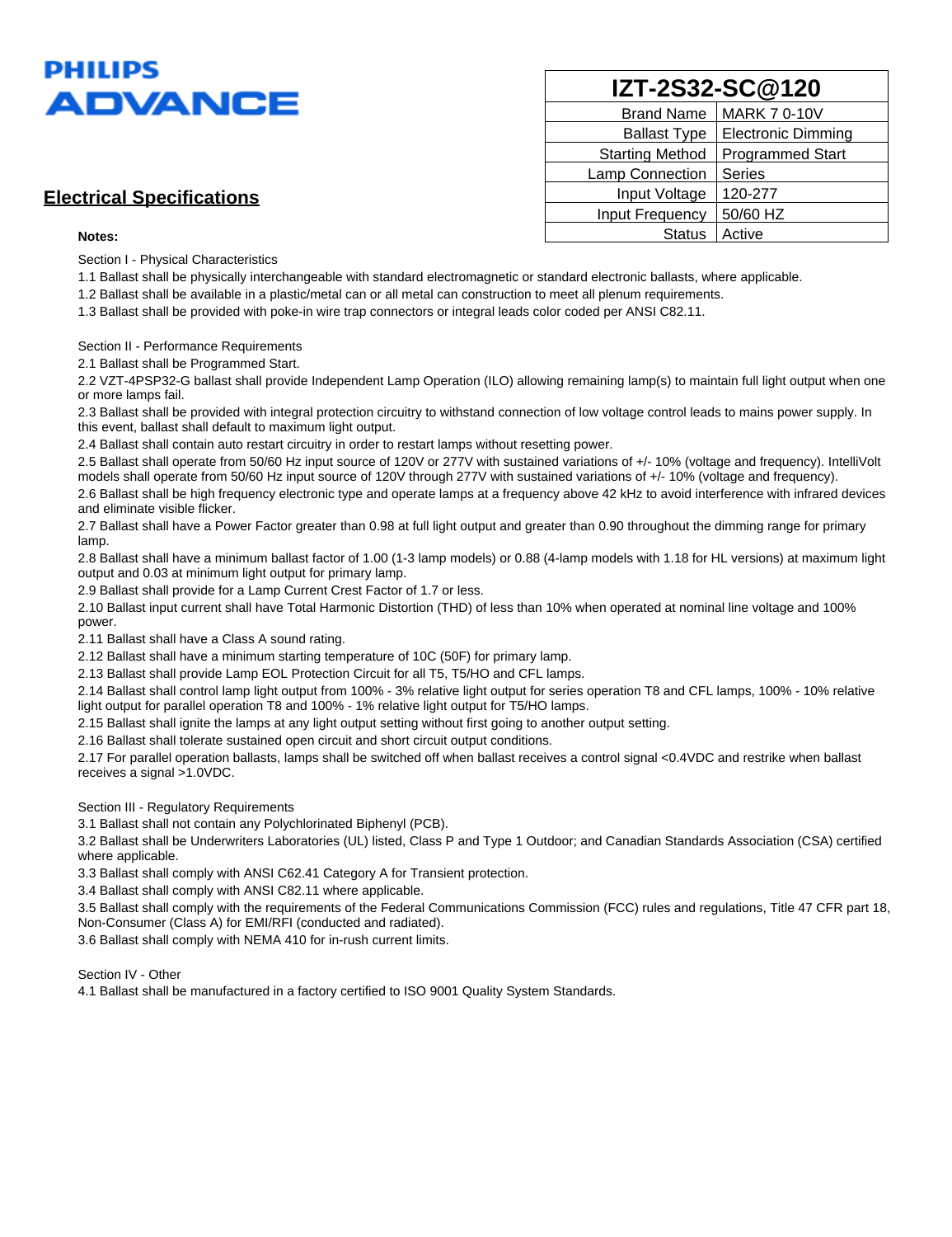**PHILIPS ADVANCE**

| IZT-2S32-SC@120 | |
|---|---|
| Brand Name | MARK 7 0-10V |
| Ballast Type | Electronic Dimming |
| Starting Method | Programmed Start |
| Lamp Connection | Series |
| Input Voltage | 120-277 |
| Input Frequency | 50/60 HZ |
| Status | Active |

## Electrical Specifications

**Notes:**

Section I - Physical Characteristics

1.1 Ballast shall be physically interchangeable with standard electromagnetic or standard electronic ballasts, where applicable.

1.2 Ballast shall be available in a plastic/metal can or all metal can construction to meet all plenum requirements.

1.3 Ballast shall be provided with poke-in wire trap connectors or integral leads color coded per ANSI C82.11.

Section II - Performance Requirements

2.1 Ballast shall be Programmed Start.

2.2 VZT-4PSP32-G ballast shall provide Independent Lamp Operation (ILO) allowing remaining lamp(s) to maintain full light output when one or more lamps fail.

2.3 Ballast shall be provided with integral protection circuitry to withstand connection of low voltage control leads to mains power supply. In this event, ballast shall default to maximum light output.

2.4 Ballast shall contain auto restart circuitry in order to restart lamps without resetting power.

2.5 Ballast shall operate from 50/60 Hz input source of 120V or 277V with sustained variations of +/- 10% (voltage and frequency). IntelliVolt models shall operate from 50/60 Hz input source of 120V through 277V with sustained variations of +/- 10% (voltage and frequency).

2.6 Ballast shall be high frequency electronic type and operate lamps at a frequency above 42 kHz to avoid interference with infrared devices and eliminate visible flicker.

2.7 Ballast shall have a Power Factor greater than 0.98 at full light output and greater than 0.90 throughout the dimming range for primary lamp.

2.8 Ballast shall have a minimum ballast factor of 1.00 (1-3 lamp models) or 0.88 (4-lamp models with 1.18 for HL versions) at maximum light output and 0.03 at minimum light output for primary lamp.

2.9 Ballast shall provide for a Lamp Current Crest Factor of 1.7 or less.

2.10 Ballast input current shall have Total Harmonic Distortion (THD) of less than 10% when operated at nominal line voltage and 100% power.

2.11 Ballast shall have a Class A sound rating.

2.12 Ballast shall have a minimum starting temperature of 10C (50F) for primary lamp.

2.13 Ballast shall provide Lamp EOL Protection Circuit for all T5, T5/HO and CFL lamps.

2.14 Ballast shall control lamp light output from 100% - 3% relative light output for series operation T8 and CFL lamps, 100% - 10% relative light output for parallel operation T8 and 100% - 1% relative light output for T5/HO lamps.

2.15 Ballast shall ignite the lamps at any light output setting without first going to another output setting.

2.16 Ballast shall tolerate sustained open circuit and short circuit output conditions.

2.17 For parallel operation ballasts, lamps shall be switched off when ballast receives a control signal <0.4VDC and restrike when ballast receives a signal >1.0VDC.

Section III - Regulatory Requirements

3.1 Ballast shall not contain any Polychlorinated Biphenyl (PCB).

3.2 Ballast shall be Underwriters Laboratories (UL) listed, Class P and Type 1 Outdoor; and Canadian Standards Association (CSA) certified where applicable.

3.3 Ballast shall comply with ANSI C62.41 Category A for Transient protection.

3.4 Ballast shall comply with ANSI C82.11 where applicable.

3.5 Ballast shall comply with the requirements of the Federal Communications Commission (FCC) rules and regulations, Title 47 CFR part 18, Non-Consumer (Class A) for EMI/RFI (conducted and radiated).

3.6 Ballast shall comply with NEMA 410 for in-rush current limits.

Section IV - Other

4.1 Ballast shall be manufactured in a factory certified to ISO 9001 Quality System Standards.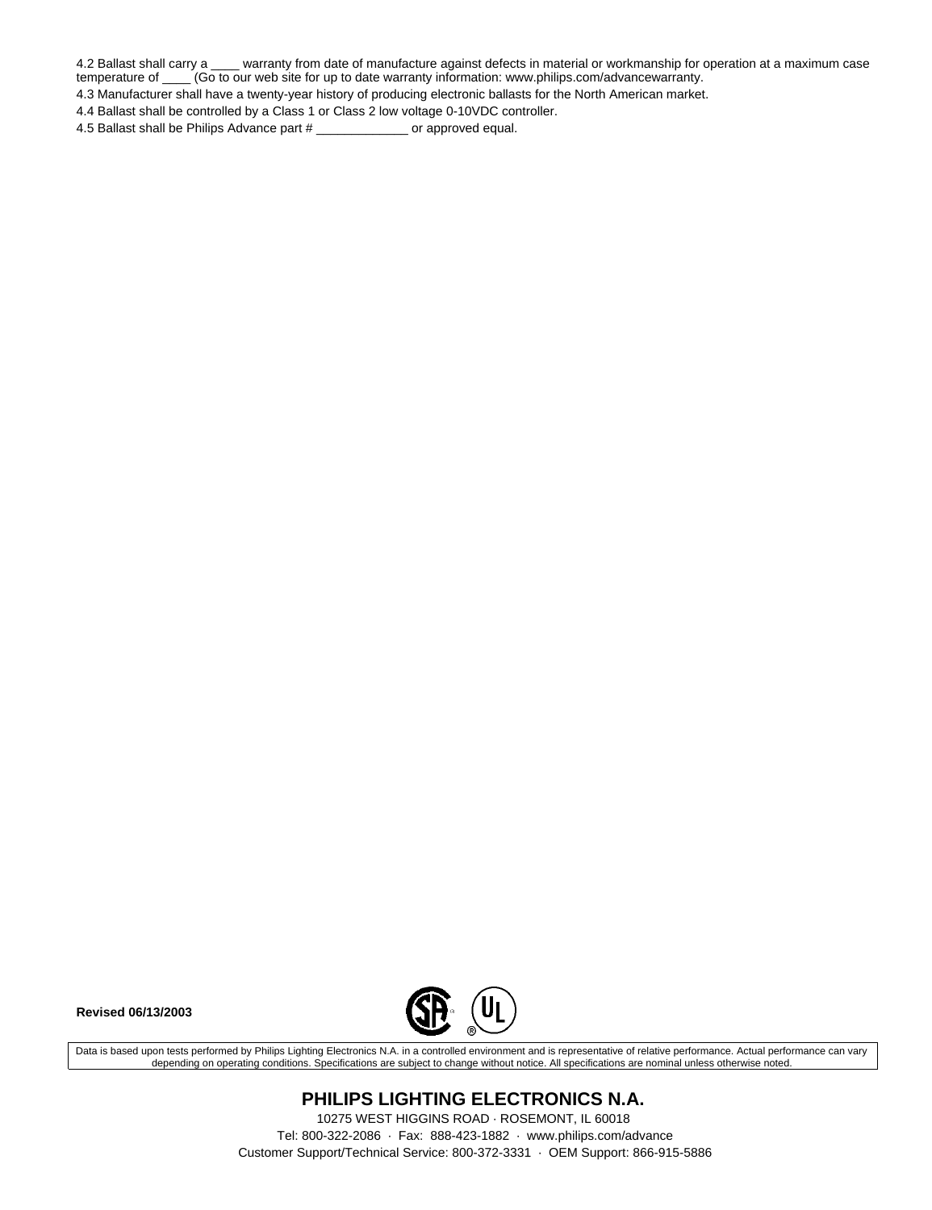4.2 Ballast shall carry a ____ warranty from date of manufacture against defects in material or workmanship for operation at a maximum case temperature of ____ (Go to our web site for up to date warranty information: www.philips.com/advancewarranty.

4.3 Manufacturer shall have a twenty-year history of producing electronic ballasts for the North American market.

4.4 Ballast shall be controlled by a Class 1 or Class 2 low voltage 0-10VDC controller.

4.5 Ballast shall be Philips Advance part # _____________ or approved equal.

**Revised 06/13/2003**

Data is based upon tests performed by Philips Lighting Electronics N.A. in a controlled environment and is representative of relative performance. Actual performance can vary depending on operating conditions. Specifications are subject to change without notice. All specifications are nominal unless otherwise noted.

**PHILIPS LIGHTING ELECTRONICS N.A.**

10275 WEST HIGGINS ROAD · ROSEMONT, IL 60018

Tel: 800-322-2086 · Fax: 888-423-1882 · www.philips.com/advance

Customer Support/Technical Service: 800-372-3331 · OEM Support: 866-915-5886